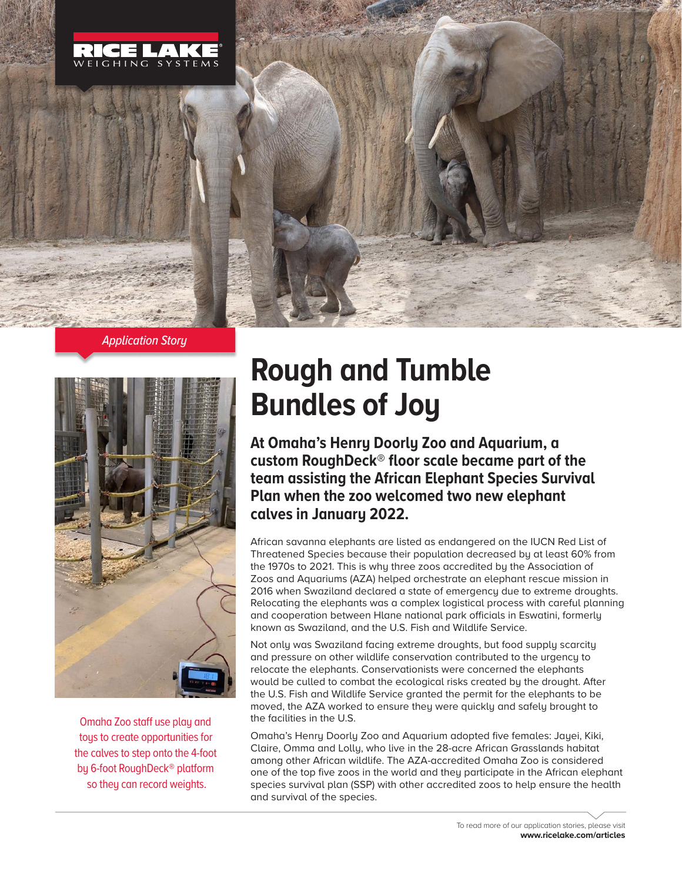*Application Story*

# Rough and Tumble Bundles of Joy

**At Omaha's Henry Doorly Zoo and Aquarium, a custom RoughDeck® floor scale became part of the team assisting the African Elephant Species Survival Plan when the zoo welcomed two new elephant calves in January 2022.**

Omaha Zoo staff use play and toys to create opportunities for the calves to step onto the 4-foot by 6-foot RoughDeck® platform so they can record weights.

African savanna elephants are listed as endangered on the IUCN Red List of Threatened Species because their population decreased by at least 60% from the 1970s to 2021. This is why three zoos accredited by the Association of Zoos and Aquariums (AZA) helped orchestrate an elephant rescue mission in 2016 when Swaziland declared a state of emergency due to extreme droughts. Relocating the elephants was a complex logistical process with careful planning and cooperation between Hlane national park officials in Eswatini, formerly known as Swaziland, and the U.S. Fish and Wildlife Service.

Not only was Swaziland facing extreme droughts, but food supply scarcity and pressure on other wildlife conservation contributed to the urgency to relocate the elephants. Conservationists were concerned the elephants would be culled to combat the ecological risks created by the drought. After the U.S. Fish and Wildlife Service granted the permit for the elephants to be moved, the AZA worked to ensure they were quickly and safely brought to the facilities in the U.S.

Omaha's Henry Doorly Zoo and Aquarium adopted five females: Jayei, Kiki, Claire, Omma and Lolly, who live in the 28-acre African Grasslands habitat among other African wildlife. The AZA-accredited Omaha Zoo is considered one of the top five zoos in the world and they participate in the African elephant species survival plan (SSP) with other accredited zoos to help ensure the health and survival of the species.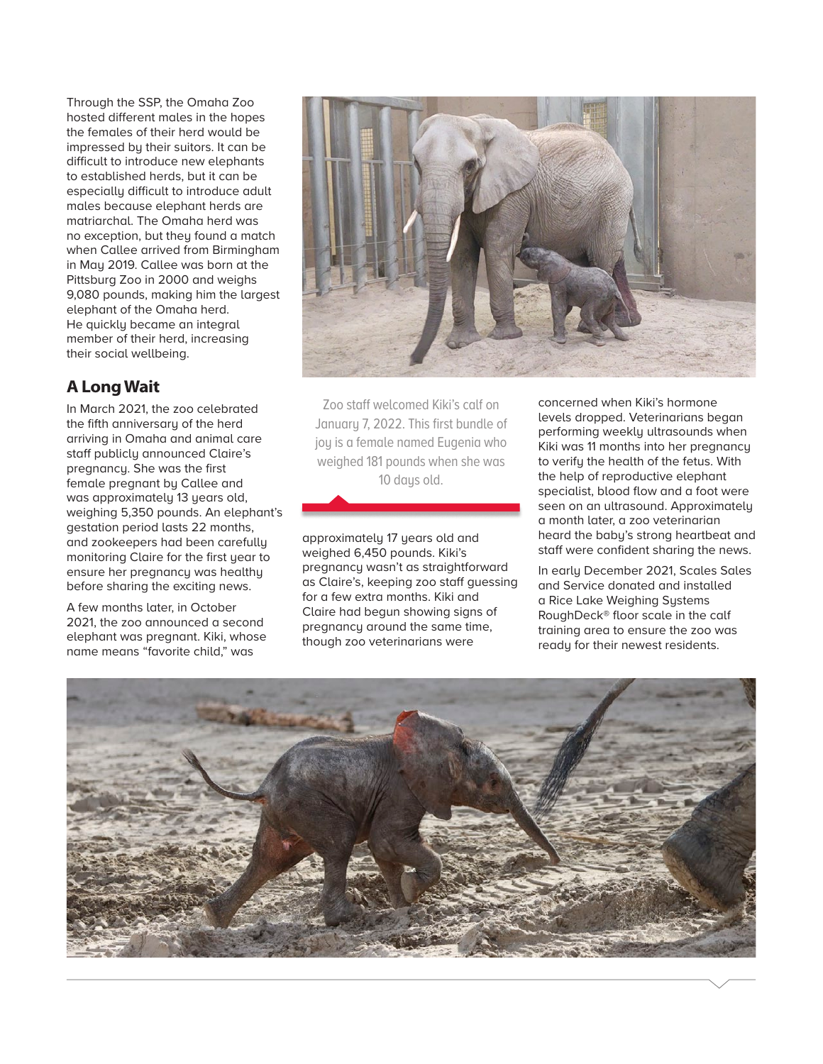Through the SSP, the Omaha Zoo hosted different males in the hopes the females of their herd would be impressed by their suitors. It can be difficult to introduce new elephants to established herds, but it can be especially difficult to introduce adult males because elephant herds are matriarchal. The Omaha herd was no exception, but they found a match when Callee arrived from Birmingham in May 2019. Callee was born at the Pittsburg Zoo in 2000 and weighs 9,080 pounds, making him the largest elephant of the Omaha herd. He quickly became an integral member of their herd, increasing their social wellbeing.

## A Long Wait

In March 2021, the zoo celebrated the fifth anniversary of the herd arriving in Omaha and animal care staff publicly announced Claire's pregnancy. She was the first female pregnant by Callee and was approximately 13 years old, weighing 5,350 pounds. An elephant's gestation period lasts 22 months, and zookeepers had been carefully monitoring Claire for the first year to ensure her pregnancy was healthy before sharing the exciting news.

A few months later, in October 2021, the zoo announced a second elephant was pregnant. Kiki, whose name means "favorite child," was approximately 17 years old and weighed 6,450 pounds. Kiki's pregnancy wasn't as straightforward as Claire's, keeping zoo staff guessing for a few extra months. Kiki and Claire had begun showing signs of pregnancy around the same time, though zoo veterinarians were concerned when Kiki's hormone levels dropped. Veterinarians began performing weekly ultrasounds when Kiki was 11 months into her pregnancy to verify the health of the fetus. With the help of reproductive elephant specialist, blood flow and a foot were seen on an ultrasound. Approximately a month later, a zoo veterinarian heard the baby's strong heartbeat and staff were confident sharing the news.

In early December 2021, Scales Sales and Service donated and installed a Rice Lake Weighing Systems RoughDeck® floor scale in the calf training area to ensure the zoo was ready for their newest residents.

Zoo staff welcomed Kiki's calf on January 7, 2022. This first bundle of joy is a female named Eugenia who weighed 181 pounds when she was 10 days old.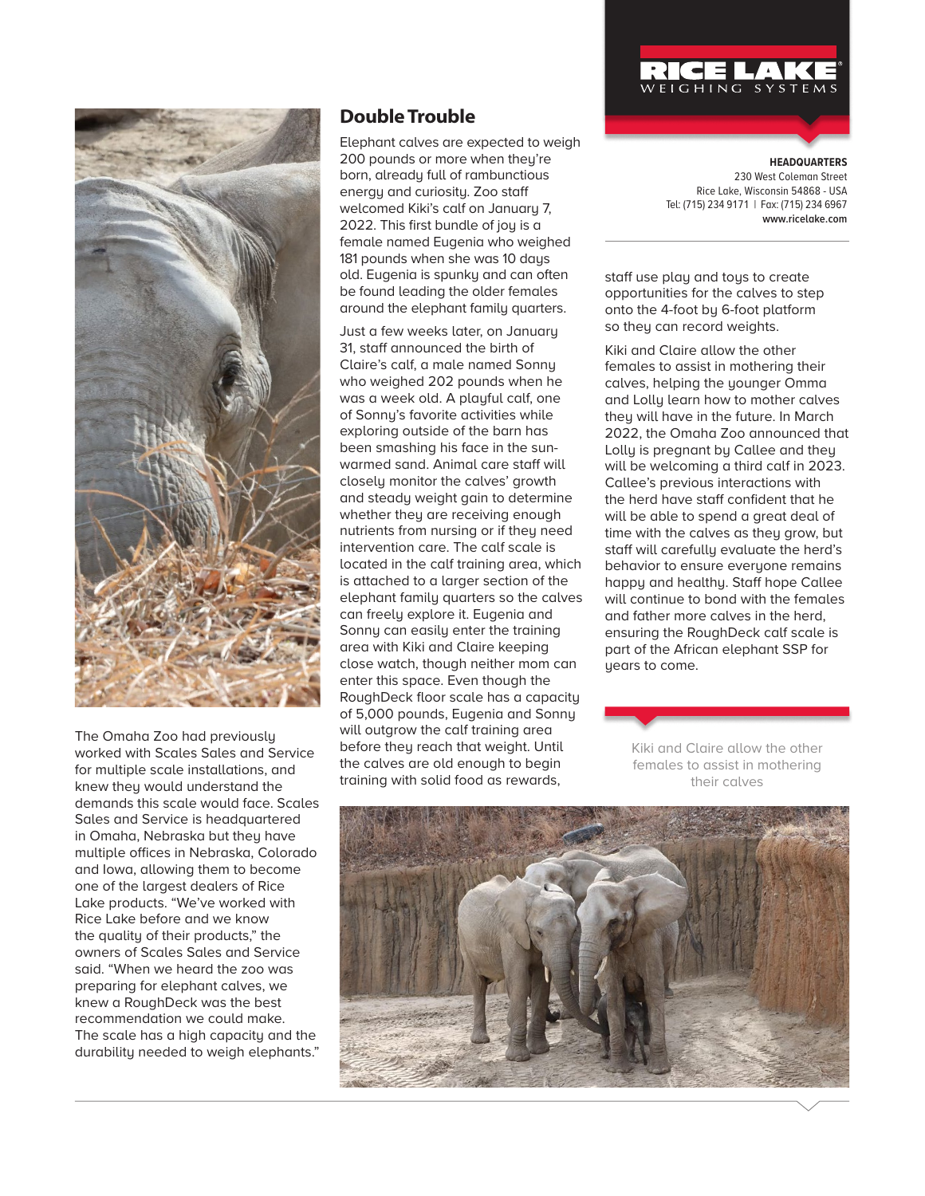The Omaha Zoo had previously worked with Scales Sales and Service for multiple scale installations, and knew they would understand the demands this scale would face. Scales Sales and Service is headquartered in Omaha, Nebraska but they have multiple offices in Nebraska, Colorado and Iowa, allowing them to become one of the largest dealers of Rice Lake products. "We've worked with Rice Lake before and we know the quality of their products," the owners of Scales Sales and Service said. "When we heard the zoo was preparing for elephant calves, we knew a RoughDeck was the best recommendation we could make. The scale has a high capacity and the durability needed to weigh elephants."

## Double Trouble

Elephant calves are expected to weigh 200 pounds or more when they're born, already full of rambunctious energy and curiosity. Zoo staff welcomed Kiki's calf on January 7, 2022. This first bundle of joy is a female named Eugenia who weighed 181 pounds when she was 10 days old. Eugenia is spunky and can often be found leading the older females around the elephant family quarters.

Just a few weeks later, on January 31, staff announced the birth of Claire's calf, a male named Sonny who weighed 202 pounds when he was a week old. A playful calf, one of Sonny's favorite activities while exploring outside of the barn has been smashing his face in the sun-warmed sand. Animal care staff will closely monitor the calves' growth and steady weight gain to determine whether they are receiving enough nutrients from nursing or if they need intervention care. The calf scale is located in the calf training area, which is attached to a larger section of the elephant family quarters so the calves can freely explore it. Eugenia and Sonny can easily enter the training area with Kiki and Claire keeping close watch, though neither mom can enter this space. Even though the RoughDeck floor scale has a capacity of 5,000 pounds, Eugenia and Sonny will outgrow the calf training area before they reach that weight. Until the calves are old enough to begin training with solid food as rewards, staff use play and toys to create opportunities for the calves to step onto the 4-foot by 6-foot platform so they can record weights.

Kiki and Claire allow the other females to assist in mothering their calves, helping the younger Omma and Lolly learn how to mother calves they will have in the future. In March 2022, the Omaha Zoo announced that Lolly is pregnant by Callee and they will be welcoming a third calf in 2023. Callee's previous interactions with the herd have staff confident that he will be able to spend a great deal of time with the calves as they grow, but staff will carefully evaluate the herd's behavior to ensure everyone remains happy and healthy. Staff hope Callee will continue to bond with the females and father more calves in the herd, ensuring the RoughDeck calf scale is part of the African elephant SSP for years to come.

Kiki and Claire allow the other females to assist in mothering their calves

**RICE LAKE WEIGHING SYSTEMS**

**HEADQUARTERS**
230 West Coleman Street
Rice Lake, Wisconsin 54868 - USA
Tel: (715) 234 9171 | Fax: (715) 234 6967
**www.ricelake.com**